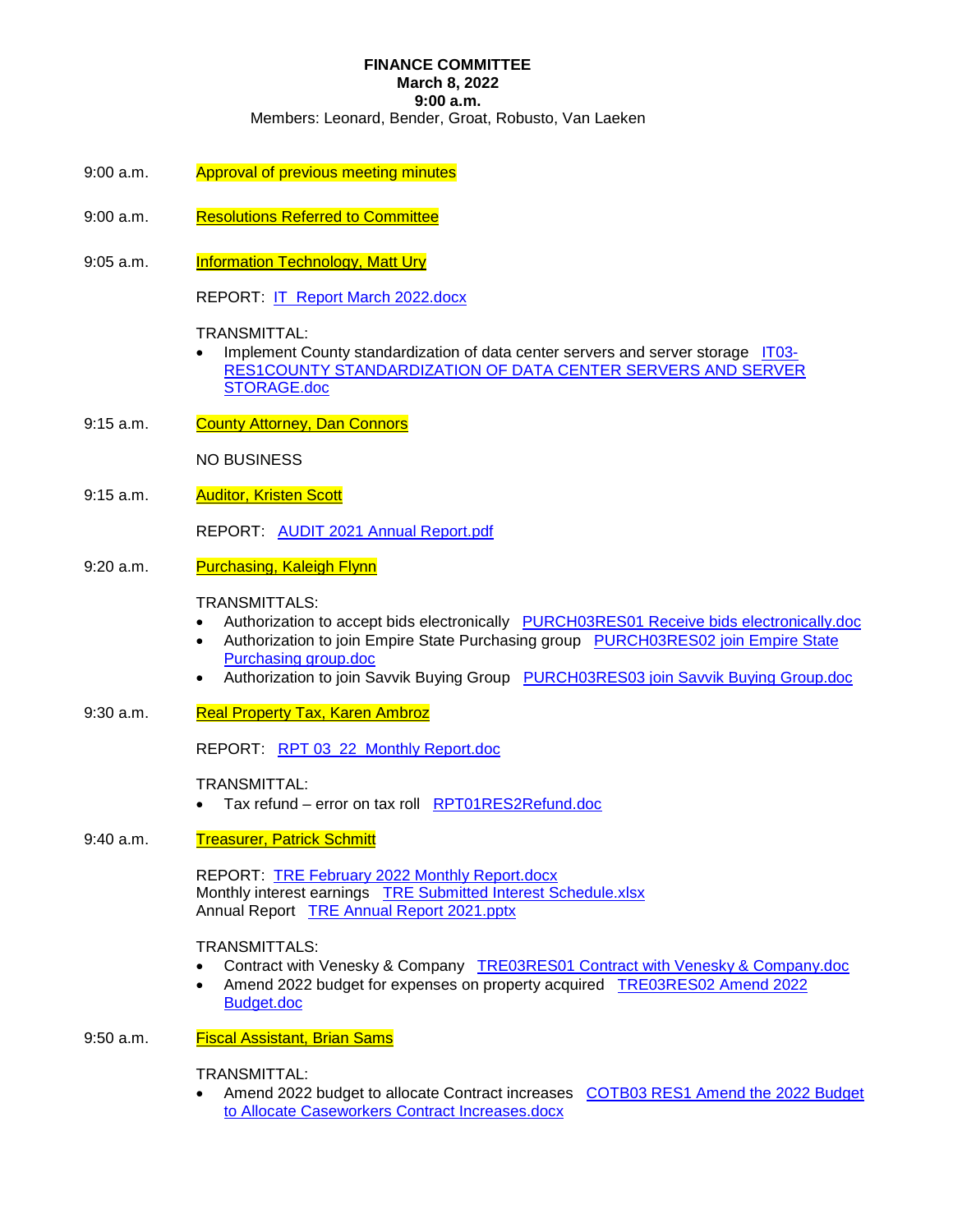# FINANCE COMMITTEE
**March 8, 2022**
**9:00 a.m.**

Members: Leonard, Bender, Groat, Robusto, Van Laeken

9:00 a.m. Approval of previous meeting minutes

9:00 a.m. Resolutions Referred to Committee

9:05 a.m. Information Technology, Matt Ury

REPORT: IT Report March 2022.docx

TRANSMITTAL:

- Implement County standardization of data center servers and server storage IT03-RES1COUNTY STANDARDIZATION OF DATA CENTER SERVERS AND SERVER STORAGE.doc

9:15 a.m. County Attorney, Dan Connors

NO BUSINESS

9:15 a.m. Auditor, Kristen Scott

REPORT: AUDIT 2021 Annual Report.pdf

9:20 a.m. Purchasing, Kaleigh Flynn

TRANSMITTALS:

- Authorization to accept bids electronically PURCH03RES01 Receive bids electronically.doc
- Authorization to join Empire State Purchasing group PURCH03RES02 join Empire State Purchasing group.doc
- Authorization to join Savvik Buying Group PURCH03RES03 join Savvik Buying Group.doc

9:30 a.m. Real Property Tax, Karen Ambroz

REPORT: RPT 03 22 Monthly Report.doc

TRANSMITTAL:

- Tax refund – error on tax roll RPT01RES2Refund.doc

9:40 a.m. Treasurer, Patrick Schmitt

REPORT: TRE February 2022 Monthly Report.docx
Monthly interest earnings TRE Submitted Interest Schedule.xlsx
Annual Report TRE Annual Report 2021.pptx

TRANSMITTALS:

- Contract with Venesky & Company TRE03RES01 Contract with Venesky & Company.doc
- Amend 2022 budget for expenses on property acquired TRE03RES02 Amend 2022 Budget.doc

9:50 a.m. Fiscal Assistant, Brian Sams

TRANSMITTAL:

- Amend 2022 budget to allocate Contract increases COTB03 RES1 Amend the 2022 Budget to Allocate Caseworkers Contract Increases.docx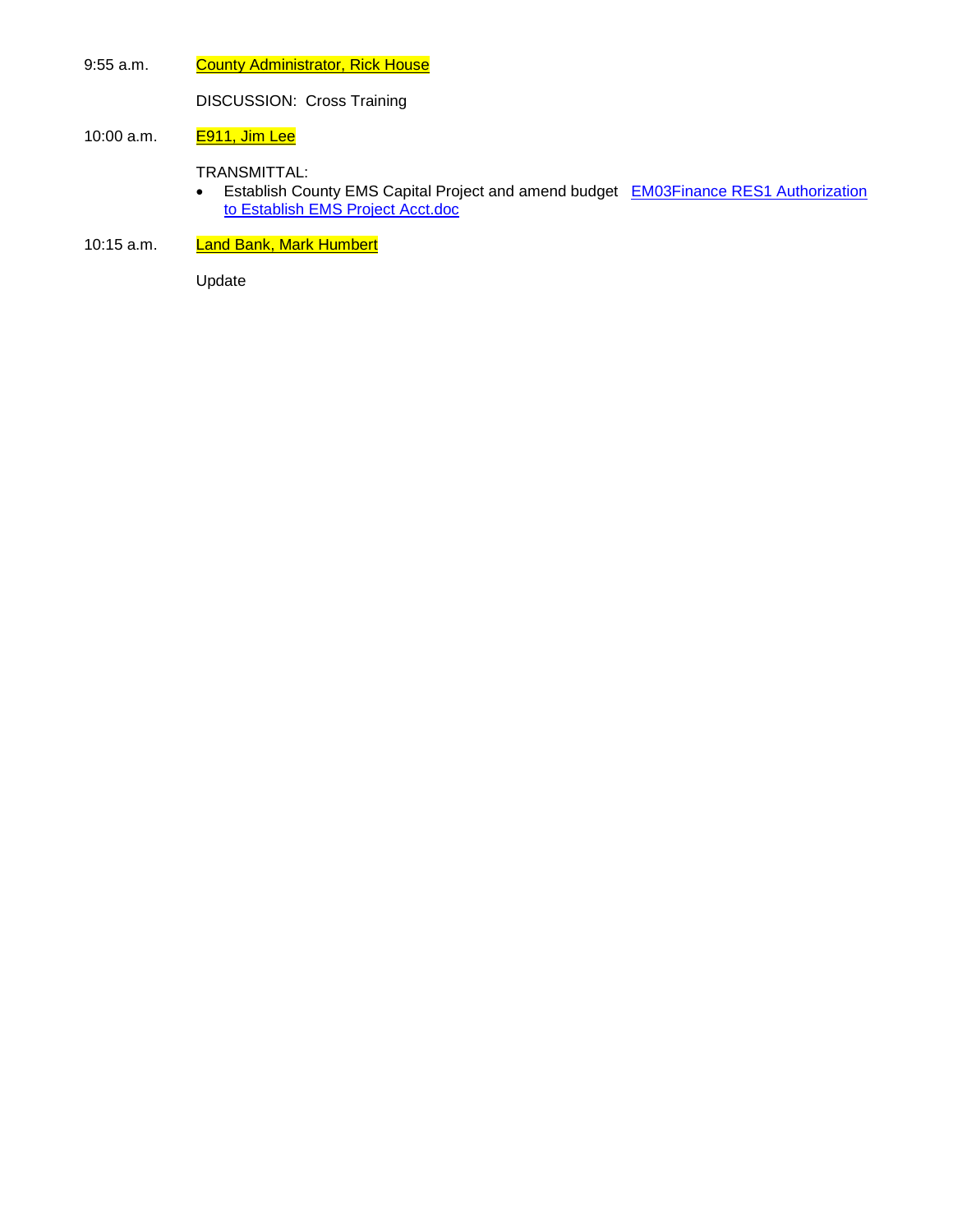9:55 a.m. County Administrator, Rick House

DISCUSSION: Cross Training

10:00 a.m. E911, Jim Lee

TRANSMITTAL:

- Establish County EMS Capital Project and amend budget EM03Finance RES1 Authorization to Establish EMS Project Acct.doc

10:15 a.m. Land Bank, Mark Humbert

Update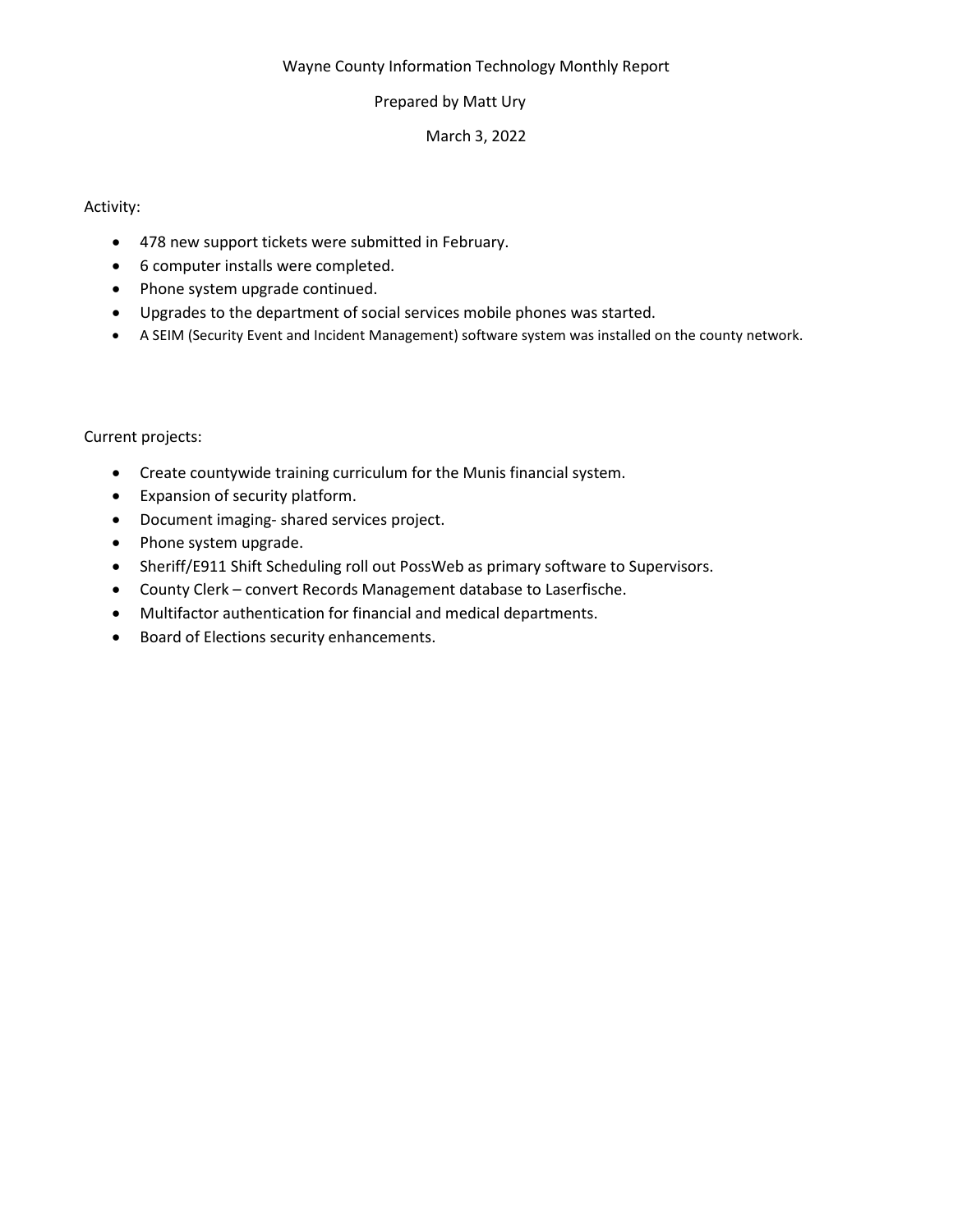Wayne County Information Technology Monthly Report

Prepared by Matt Ury

March 3, 2022

Activity:

- 478 new support tickets were submitted in February.
- 6 computer installs were completed.
- Phone system upgrade continued.
- Upgrades to the department of social services mobile phones was started.
- A SEIM (Security Event and Incident Management) software system was installed on the county network.

Current projects:

- Create countywide training curriculum for the Munis financial system.
- Expansion of security platform.
- Document imaging- shared services project.
- Phone system upgrade.
- Sheriff/E911 Shift Scheduling roll out PossWeb as primary software to Supervisors.
- County Clerk – convert Records Management database to Laserfische.
- Multifactor authentication for financial and medical departments.
- Board of Elections security enhancements.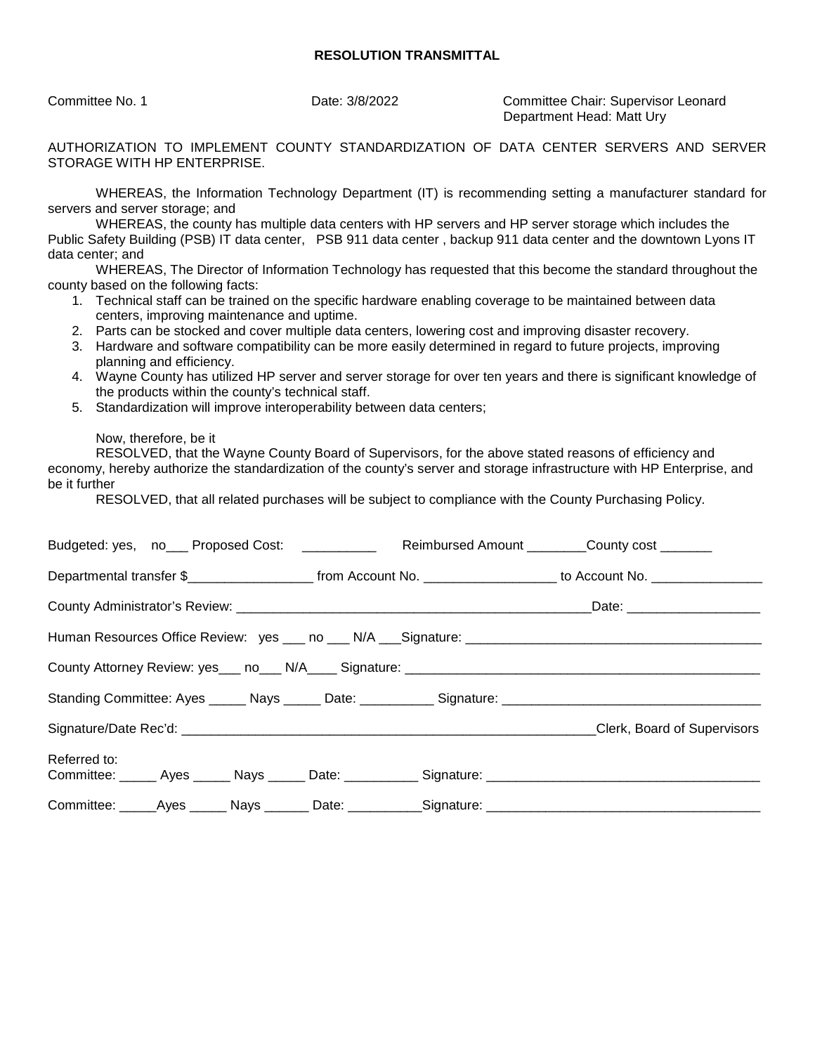# RESOLUTION TRANSMITTAL

Committee No. 1 Date: 3/8/2022 Committee Chair: Supervisor Leonard
Department Head: Matt Ury

AUTHORIZATION TO IMPLEMENT COUNTY STANDARDIZATION OF DATA CENTER SERVERS AND SERVER STORAGE WITH HP ENTERPRISE.

WHEREAS, the Information Technology Department (IT) is recommending setting a manufacturer standard for servers and server storage; and

WHEREAS, the county has multiple data centers with HP servers and HP server storage which includes the Public Safety Building (PSB) IT data center, PSB 911 data center , backup 911 data center and the downtown Lyons IT data center; and

WHEREAS, The Director of Information Technology has requested that this become the standard throughout the county based on the following facts:

1. Technical staff can be trained on the specific hardware enabling coverage to be maintained between data centers, improving maintenance and uptime.
2. Parts can be stocked and cover multiple data centers, lowering cost and improving disaster recovery.
3. Hardware and software compatibility can be more easily determined in regard to future projects, improving planning and efficiency.
4. Wayne County has utilized HP server and server storage for over ten years and there is significant knowledge of the products within the county's technical staff.
5. Standardization will improve interoperability between data centers;

Now, therefore, be it

RESOLVED, that the Wayne County Board of Supervisors, for the above stated reasons of efficiency and economy, hereby authorize the standardization of the county's server and storage infrastructure with HP Enterprise, and be it further

RESOLVED, that all related purchases will be subject to compliance with the County Purchasing Policy.

Budgeted: yes, no___ Proposed Cost: __________ Reimbursed Amount ________County cost _______

Departmental transfer $_________________ from Account No. __________________ to Account No. _______________

County Administrator's Review: __________________________________________________Date: __________________

Human Resources Office Review: yes ___ no ___ N/A ___Signature: ________________________________________

County Attorney Review: yes___ no___ N/A____ Signature: __________________________________________________

Standing Committee: Ayes _____ Nays _____ Date: __________ Signature: ___________________________________

Signature/Date Rec'd: __________________________________________________________Clerk, Board of Supervisors

Referred to:
Committee: _____ Ayes _____ Nays _____ Date: __________ Signature: _____________________________________

Committee: _____Ayes _____ Nays ______ Date: __________Signature: _____________________________________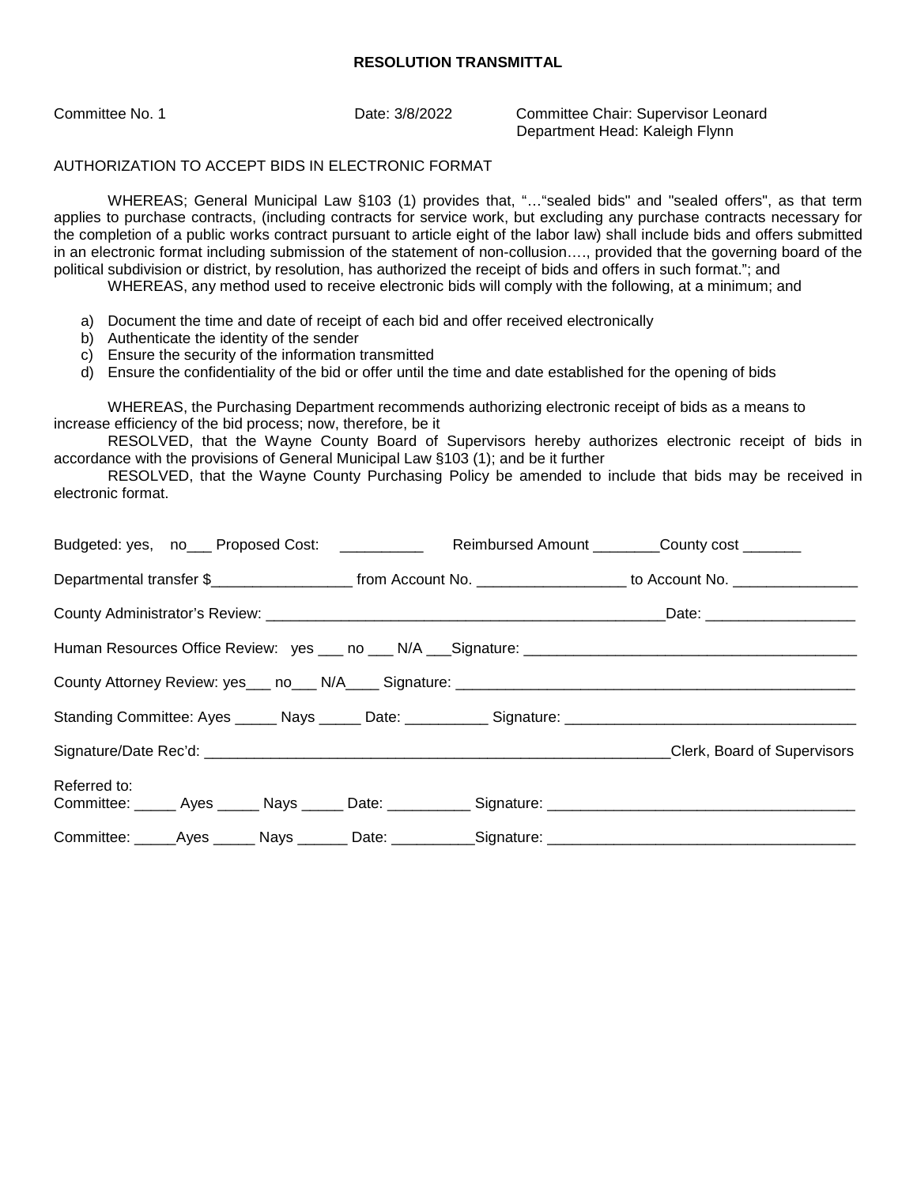**RESOLUTION TRANSMITTAL**

Committee No. 1 Date: 3/8/2022 Committee Chair: Supervisor Leonard
Department Head: Kaleigh Flynn

AUTHORIZATION TO ACCEPT BIDS IN ELECTRONIC FORMAT

WHEREAS; General Municipal Law §103 (1) provides that, "…"sealed bids" and "sealed offers", as that term applies to purchase contracts, (including contracts for service work, but excluding any purchase contracts necessary for the completion of a public works contract pursuant to article eight of the labor law) shall include bids and offers submitted in an electronic format including submission of the statement of non-collusion…., provided that the governing board of the political subdivision or district, by resolution, has authorized the receipt of bids and offers in such format."; and

WHEREAS, any method used to receive electronic bids will comply with the following, at a minimum; and

a) Document the time and date of receipt of each bid and offer received electronically
b) Authenticate the identity of the sender
c) Ensure the security of the information transmitted
d) Ensure the confidentiality of the bid or offer until the time and date established for the opening of bids

WHEREAS, the Purchasing Department recommends authorizing electronic receipt of bids as a means to increase efficiency of the bid process; now, therefore, be it

RESOLVED, that the Wayne County Board of Supervisors hereby authorizes electronic receipt of bids in accordance with the provisions of General Municipal Law §103 (1); and be it further

RESOLVED, that the Wayne County Purchasing Policy be amended to include that bids may be received in electronic format.

Budgeted: yes, no___ Proposed Cost: __________ Reimbursed Amount ________County cost _______

Departmental transfer $_________________ from Account No. _________________ to Account No. _______________

County Administrator's Review: _________________________________________________Date: __________________

Human Resources Office Review: yes ___ no ___ N/A ___Signature: ________________________________________

County Attorney Review: yes___ no___ N/A____ Signature: _________________________________________________

Standing Committee: Ayes _____ Nays _____ Date: __________ Signature: ___________________________________

Signature/Date Rec'd: _________________________________________________________Clerk, Board of Supervisors

Referred to:
Committee: _____ Ayes _____ Nays _____ Date: __________ Signature: ____________________________________

Committee: _____Ayes _____ Nays ______ Date: __________Signature: ____________________________________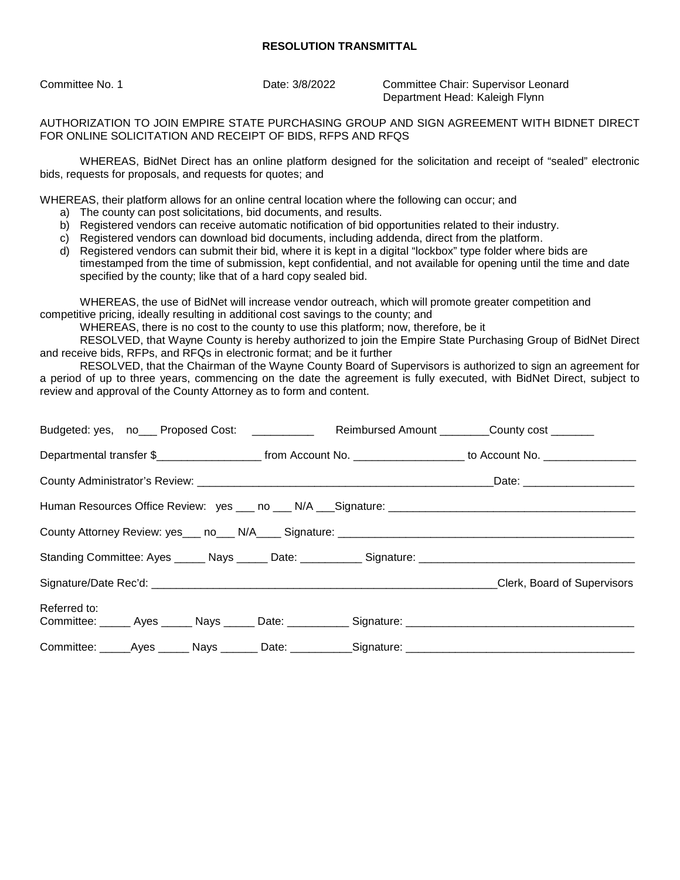**RESOLUTION TRANSMITTAL**

Committee No. 1 Date: 3/8/2022 Committee Chair: Supervisor Leonard
Department Head: Kaleigh Flynn

AUTHORIZATION TO JOIN EMPIRE STATE PURCHASING GROUP AND SIGN AGREEMENT WITH BIDNET DIRECT FOR ONLINE SOLICITATION AND RECEIPT OF BIDS, RFPS AND RFQS

WHEREAS, BidNet Direct has an online platform designed for the solicitation and receipt of "sealed" electronic bids, requests for proposals, and requests for quotes; and

WHEREAS, their platform allows for an online central location where the following can occur; and

a) The county can post solicitations, bid documents, and results.
b) Registered vendors can receive automatic notification of bid opportunities related to their industry.
c) Registered vendors can download bid documents, including addenda, direct from the platform.
d) Registered vendors can submit their bid, where it is kept in a digital "lockbox" type folder where bids are timestamped from the time of submission, kept confidential, and not available for opening until the time and date specified by the county; like that of a hard copy sealed bid.

WHEREAS, the use of BidNet will increase vendor outreach, which will promote greater competition and competitive pricing, ideally resulting in additional cost savings to the county; and

WHEREAS, there is no cost to the county to use this platform; now, therefore, be it

RESOLVED, that Wayne County is hereby authorized to join the Empire State Purchasing Group of BidNet Direct and receive bids, RFPs, and RFQs in electronic format; and be it further

RESOLVED, that the Chairman of the Wayne County Board of Supervisors is authorized to sign an agreement for a period of up to three years, commencing on the date the agreement is fully executed, with BidNet Direct, subject to review and approval of the County Attorney as to form and content.

Budgeted: yes, no___ Proposed Cost: __________ Reimbursed Amount ________County cost _______

Departmental transfer $_________________ from Account No. __________________ to Account No. _______________

County Administrator's Review: __________________________________________________Date: __________________

Human Resources Office Review: yes ___ no ___ N/A ___Signature: __________________________________________

County Attorney Review: yes___ no___ N/A____ Signature: _________________________________________________

Standing Committee: Ayes _____ Nays _____ Date: __________ Signature: ___________________________________

Signature/Date Rec'd: __________________________________________________________Clerk, Board of Supervisors

Referred to:
Committee: _____ Ayes _____ Nays _____ Date: __________ Signature: _____________________________________

Committee: _____Ayes _____ Nays ______ Date: __________Signature: _____________________________________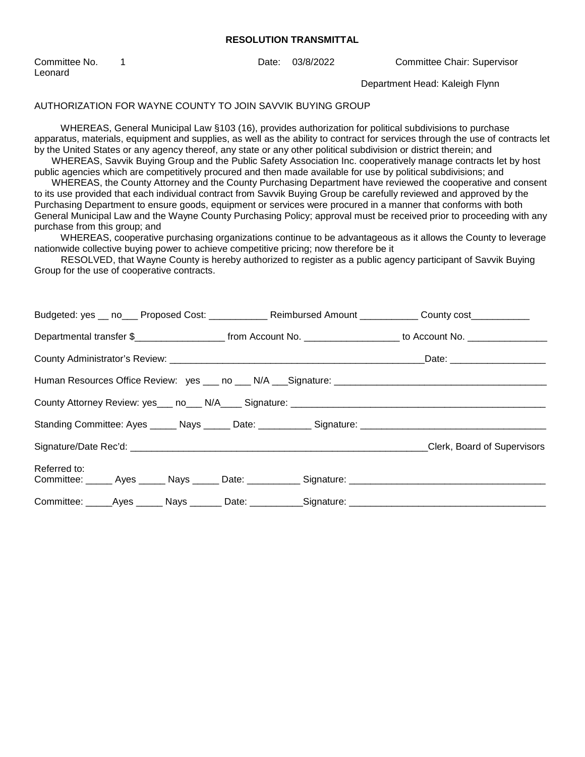## RESOLUTION TRANSMITTAL

Committee No. 1 Date: 03/8/2022 Committee Chair: Supervisor Leonard

Department Head: Kaleigh Flynn

AUTHORIZATION FOR WAYNE COUNTY TO JOIN SAVVIK BUYING GROUP

WHEREAS, General Municipal Law §103 (16), provides authorization for political subdivisions to purchase apparatus, materials, equipment and supplies, as well as the ability to contract for services through the use of contracts let by the United States or any agency thereof, any state or any other political subdivision or district therein; and

WHEREAS, Savvik Buying Group and the Public Safety Association Inc. cooperatively manage contracts let by host public agencies which are competitively procured and then made available for use by political subdivisions; and

WHEREAS, the County Attorney and the County Purchasing Department have reviewed the cooperative and consent to its use provided that each individual contract from Savvik Buying Group be carefully reviewed and approved by the Purchasing Department to ensure goods, equipment or services were procured in a manner that conforms with both General Municipal Law and the Wayne County Purchasing Policy; approval must be received prior to proceeding with any purchase from this group; and

WHEREAS, cooperative purchasing organizations continue to be advantageous as it allows the County to leverage nationwide collective buying power to achieve competitive pricing; now therefore be it

RESOLVED, that Wayne County is hereby authorized to register as a public agency participant of Savvik Buying Group for the use of cooperative contracts.

Budgeted: yes __ no___ Proposed Cost: ___________ Reimbursed Amount ___________ County cost___________

Departmental transfer $_________________ from Account No. __________________ to Account No. _______________

County Administrator's Review: __________________________________________________Date: __________________

Human Resources Office Review: yes ___ no ___ N/A ___Signature: ________________________________________

County Attorney Review: yes___ no___ N/A____ Signature: _________________________________________________

Standing Committee: Ayes _____ Nays _____ Date: __________ Signature: ___________________________________

Signature/Date Rec'd: _________________________________________________________Clerk, Board of Supervisors

Referred to:
Committee: _____ Ayes _____ Nays _____ Date: __________ Signature: _____________________________________

Committee: _____Ayes _____ Nays ______ Date: __________Signature: _____________________________________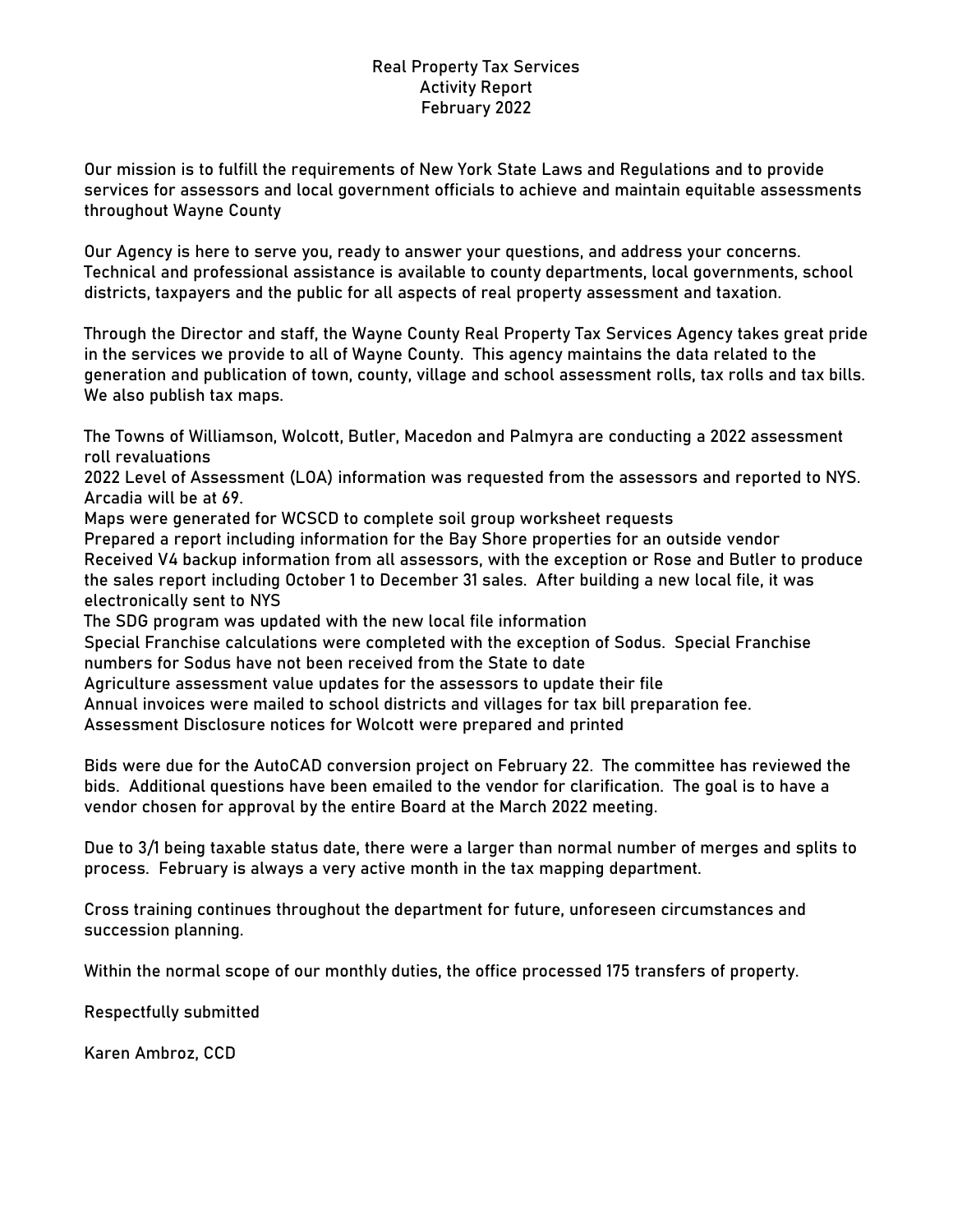# Real Property Tax Services
## Activity Report
## February 2022

Our mission is to fulfill the requirements of New York State Laws and Regulations and to provide services for assessors and local government officials to achieve and maintain equitable assessments throughout Wayne County

Our Agency is here to serve you, ready to answer your questions, and address your concerns. Technical and professional assistance is available to county departments, local governments, school districts, taxpayers and the public for all aspects of real property assessment and taxation.

Through the Director and staff, the Wayne County Real Property Tax Services Agency takes great pride in the services we provide to all of Wayne County. This agency maintains the data related to the generation and publication of town, county, village and school assessment rolls, tax rolls and tax bills. We also publish tax maps.

The Towns of Williamson, Wolcott, Butler, Macedon and Palmyra are conducting a 2022 assessment roll revaluations
2022 Level of Assessment (LOA) information was requested from the assessors and reported to NYS. Arcadia will be at 69.
Maps were generated for WCSCD to complete soil group worksheet requests
Prepared a report including information for the Bay Shore properties for an outside vendor
Received V4 backup information from all assessors, with the exception or Rose and Butler to produce the sales report including October 1 to December 31 sales. After building a new local file, it was electronically sent to NYS
The SDG program was updated with the new local file information
Special Franchise calculations were completed with the exception of Sodus. Special Franchise numbers for Sodus have not been received from the State to date
Agriculture assessment value updates for the assessors to update their file
Annual invoices were mailed to school districts and villages for tax bill preparation fee.
Assessment Disclosure notices for Wolcott were prepared and printed

Bids were due for the AutoCAD conversion project on February 22. The committee has reviewed the bids. Additional questions have been emailed to the vendor for clarification. The goal is to have a vendor chosen for approval by the entire Board at the March 2022 meeting.

Due to 3/1 being taxable status date, there were a larger than normal number of merges and splits to process. February is always a very active month in the tax mapping department.

Cross training continues throughout the department for future, unforeseen circumstances and succession planning.

Within the normal scope of our monthly duties, the office processed 175 transfers of property.

Respectfully submitted

Karen Ambroz, CCD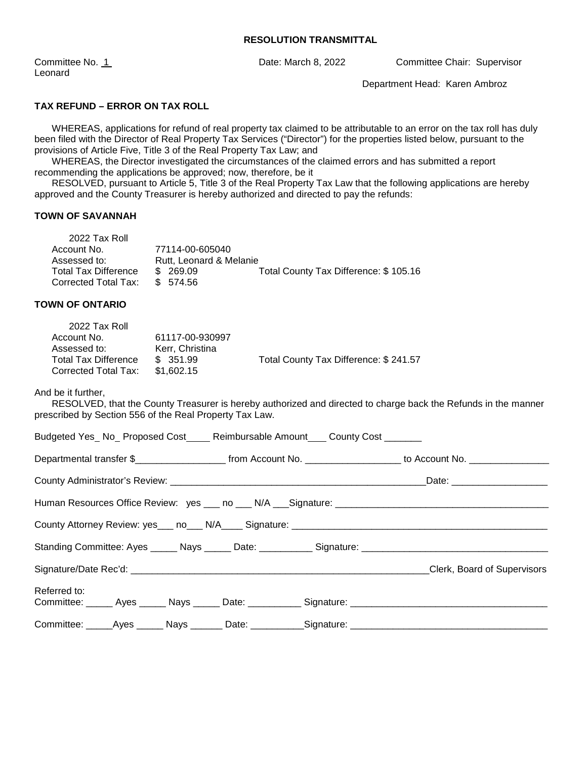## RESOLUTION TRANSMITTAL

Committee No. 1 Date: March 8, 2022 Committee Chair: Supervisor Leonard

Department Head: Karen Ambroz

### TAX REFUND – ERROR ON TAX ROLL

WHEREAS, applications for refund of real property tax claimed to be attributable to an error on the tax roll has duly been filed with the Director of Real Property Tax Services ("Director") for the properties listed below, pursuant to the provisions of Article Five, Title 3 of the Real Property Tax Law; and

WHEREAS, the Director investigated the circumstances of the claimed errors and has submitted a report recommending the applications be approved; now, therefore, be it

RESOLVED, pursuant to Article 5, Title 3 of the Real Property Tax Law that the following applications are hereby approved and the County Treasurer is hereby authorized and directed to pay the refunds:

**TOWN OF SAVANNAH**

2022 Tax Roll
Account No. 77114-00-605040
Assessed to: Rutt, Leonard & Melanie
Total Tax Difference $ 269.09 Total County Tax Difference: $ 105.16
Corrected Total Tax: $ 574.56

**TOWN OF ONTARIO**

2022 Tax Roll
Account No. 61117-00-930997
Assessed to: Kerr, Christina
Total Tax Difference $ 351.99 Total County Tax Difference: $ 241.57
Corrected Total Tax: $1,602.15

And be it further,

RESOLVED, that the County Treasurer is hereby authorized and directed to charge back the Refunds in the manner prescribed by Section 556 of the Real Property Tax Law.

Budgeted Yes_ No_ Proposed Cost____ Reimbursable Amount___ County Cost _______

Departmental transfer $_________________ from Account No. __________________ to Account No. _______________

County Administrator's Review: __________________________________________________Date: __________________

Human Resources Office Review: yes ___ no ___ N/A ___Signature: ________________________________________

County Attorney Review: yes___ no___ N/A____ Signature: _________________________________________________

Standing Committee: Ayes _____ Nays _____ Date: __________ Signature: ___________________________________

Signature/Date Rec'd: _________________________________________________________Clerk, Board of Supervisors

Referred to:
Committee: _____ Ayes _____ Nays _____ Date: __________ Signature: ____________________________________

Committee: _____Ayes _____ Nays ______ Date: __________Signature: ____________________________________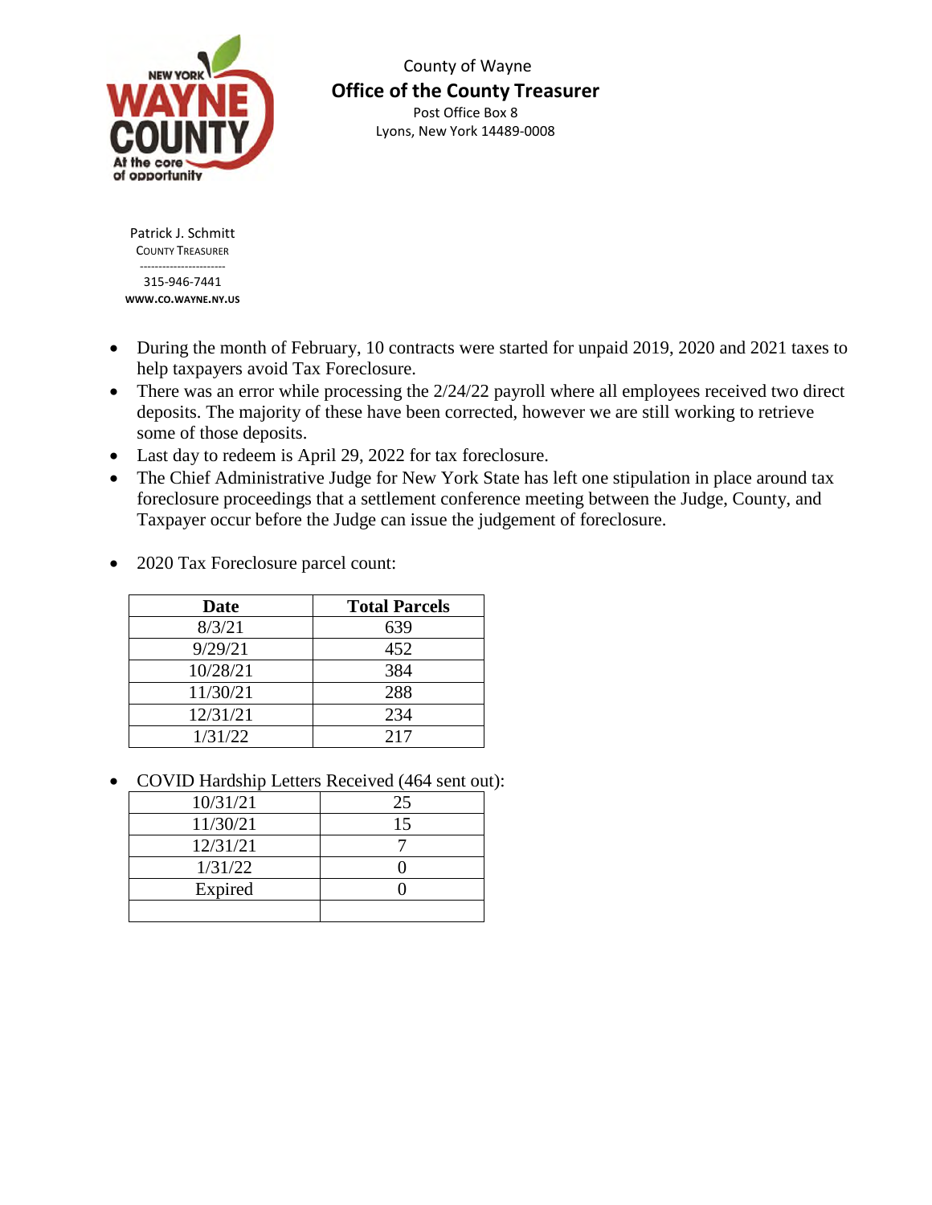County of Wayne

**Office of the County Treasurer**

Post Office Box 8

Lyons, New York 14489-0008

Patrick J. Schmitt

COUNTY TREASURER

315-946-7441

WWW.CO.WAYNE.NY.US

- During the month of February, 10 contracts were started for unpaid 2019, 2020 and 2021 taxes to help taxpayers avoid Tax Foreclosure.
- There was an error while processing the 2/24/22 payroll where all employees received two direct deposits. The majority of these have been corrected, however we are still working to retrieve some of those deposits.
- Last day to redeem is April 29, 2022 for tax foreclosure.
- The Chief Administrative Judge for New York State has left one stipulation in place around tax foreclosure proceedings that a settlement conference meeting between the Judge, County, and Taxpayer occur before the Judge can issue the judgement of foreclosure.

- 2020 Tax Foreclosure parcel count:

| Date | Total Parcels |
|---|---|
| 8/3/21 | 639 |
| 9/29/21 | 452 |
| 10/28/21 | 384 |
| 11/30/21 | 288 |
| 12/31/21 | 234 |
| 1/31/22 | 217 |

- COVID Hardship Letters Received (464 sent out):

| | |
|---|---|
| 10/31/21 | 25 |
| 11/30/21 | 15 |
| 12/31/21 | 7 |
| 1/31/22 | 0 |
| Expired | 0 |
| | |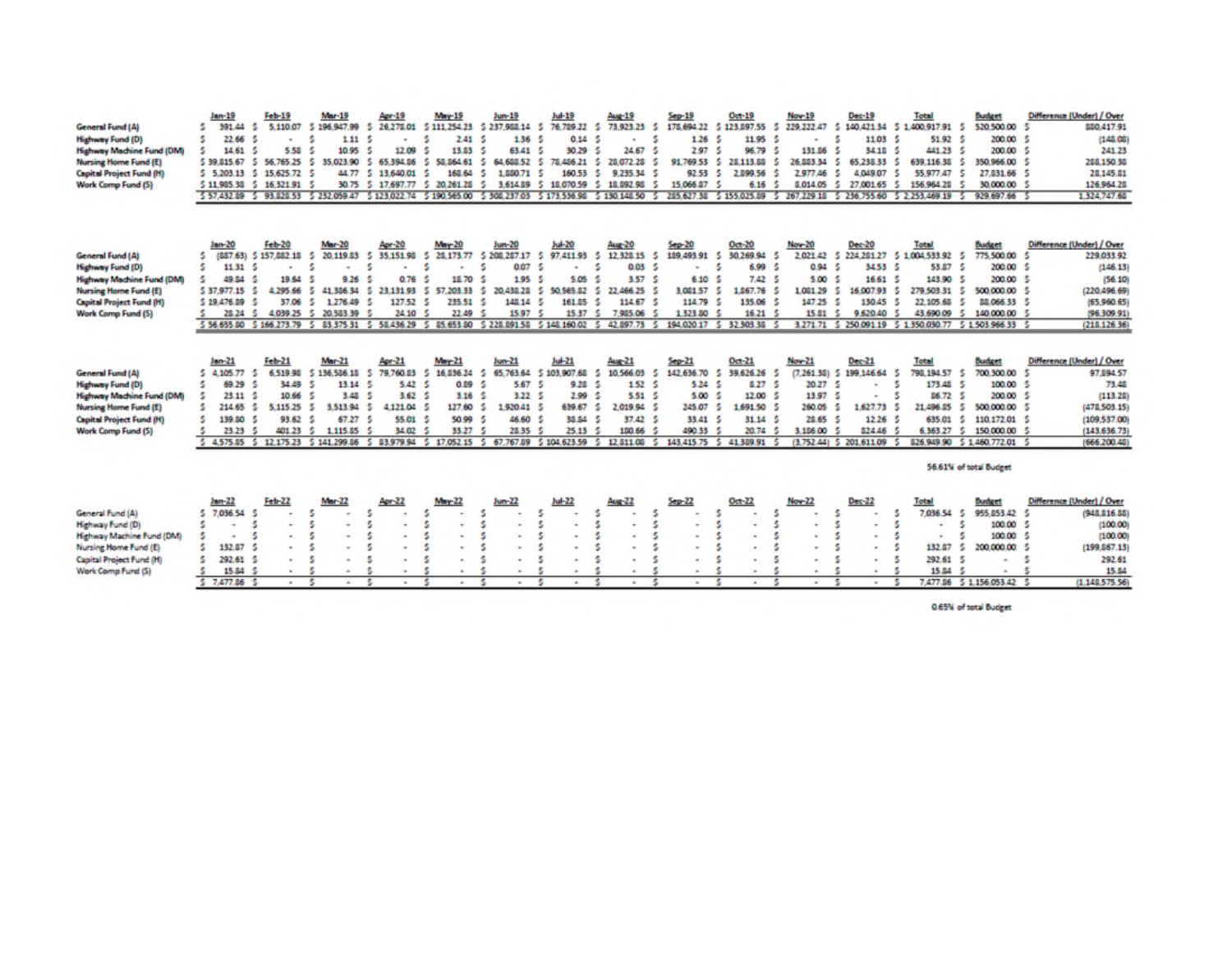| | Jan-19 | Feb-19 | Mar-19 | Apr-19 | May-19 | Jun-19 | Jul-19 | Aug-19 | Sep-19 | Oct-19 | Nov-19 | Dec-19 | Total | Budget | Difference (Under) / Over |
|---|---|---|---|---|---|---|---|---|---|---|---|---|---|---|---|
| General Fund (A) | $ 391.44 | $ 5,110.07 | $ 196,947.99 | $ 26,278.01 | $ 111,254.23 | $ 237,988.14 | $ 76,789.22 | $ 73,923.23 | $ 178,694.22 | $ 123,097.55 | $ 229,222.47 | $ 140,421.34 | $ 1,400,917.91 | $ 520,500.00 | $ 880,417.91 |
| Highway Fund (D) | $ 22.66 | $ - | $ 1.11 | $ - | $ 2.41 | $ 1.36 | $ 0.14 | $ - | $ 1.26 | $ 11.95 | $ - | $ 11.03 | $ 51.92 | $ 200.00 | $ (148.08) |
| Highway Machine Fund (DM) | $ 14.61 | $ 5.58 | $ 10.95 | $ 12.09 | $ 13.83 | $ 63.41 | $ 30.29 | $ 24.67 | $ 2.97 | $ 96.79 | $ 131.86 | $ 34.18 | $ 441.23 | $ 200.00 | $ 241.23 |
| Nursing Home Fund (E) | $ 39,815.67 | $ 56,765.25 | $ 35,023.90 | $ 65,394.86 | $ 58,864.61 | $ 64,608.52 | $ 78,486.21 | $ 28,072.28 | $ 91,769.53 | $ 28,113.88 | $ 26,883.34 | $ 65,238.33 | $ 639,116.38 | $ 350,966.00 | $ 288,150.38 |
| Capital Project Fund (H) | $ 5,203.13 | $ 15,625.72 | $ 44.77 | $ 13,640.01 | $ 168.64 | $ 1,880.71 | $ 160.53 | $ 9,235.34 | $ 92.53 | $ 2,899.56 | $ 2,977.46 | $ 4,049.07 | $ 55,977.47 | $ 27,831.66 | $ 28,145.81 |
| Work Comp Fund (S) | $ 11,985.38 | $ 16,321.91 | $ 30.75 | $ 17,697.77 | $ 20,261.28 | $ 3,614.89 | $ 18,070.59 | $ 18,892.98 | $ 15,066.87 | $ 6.16 | $ 8,014.05 | $ 27,001.65 | $ 156,964.28 | $ 30,000.00 | $ 126,964.28 |
| | $ 57,432.89 | $ 93,828.53 | $ 232,059.47 | $ 123,022.74 | $ 190,565.00 | $ 308,237.03 | $ 173,536.98 | $ 130,148.50 | $ 285,627.38 | $ 155,025.89 | $ 267,229.18 | $ 236,755.60 | $ 2,253,469.19 | $ 929,697.66 | $ 1,324,747.68 |

| | Jan-20 | Feb-20 | Mar-20 | Apr-20 | May-20 | Jun-20 | Jul-20 | Aug-20 | Sep-20 | Oct-20 | Nov-20 | Dec-20 | Total | Budget | Difference (Under) / Over |
|---|---|---|---|---|---|---|---|---|---|---|---|---|---|---|---|
| General Fund (A) | $ (887.63) | $ 157,882.18 | $ 20,119.83 | $ 35,151.98 | $ 28,173.77 | $ 208,287.17 | $ 97,411.93 | $ 12,328.15 | $ 189,493.91 | $ 30,269.94 | $ 2,021.42 | $ 224,281.27 | $ 1,004,533.92 | $ 775,500.00 | $ 229,033.92 |
| Highway Fund (D) | $ 11.31 | $ - | $ - | $ - | $ - | $ 0.07 | $ - | $ 0.03 | $ - | $ 6.99 | $ 0.94 | $ 34.53 | $ 53.87 | $ 200.00 | $ (146.13) |
| Highway Machine Fund (DM) | $ 49.84 | $ 19.64 | $ 9.26 | $ 0.76 | $ 18.70 | $ 1.95 | $ 5.05 | $ 3.57 | $ 6.10 | $ 7.42 | $ 5.00 | $ 16.61 | $ 143.90 | $ 200.00 | $ (56.10) |
| Nursing Home Fund (E) | $ 37,977.15 | $ 4,295.66 | $ 41,386.34 | $ 23,131.93 | $ 57,203.33 | $ 20,438.28 | $ 50,565.82 | $ 22,466.25 | $ 3,081.57 | $ 1,867.76 | $ 1,081.29 | $ 16,007.93 | $ 279,503.31 | $ 500,000.00 | $ (220,496.69) |
| Capital Project Fund (H) | $ 19,476.89 | $ 37.06 | $ 1,276.49 | $ 127.52 | $ 235.51 | $ 148.14 | $ 161.85 | $ 114.67 | $ 114.79 | $ 135.06 | $ 147.25 | $ 130.45 | $ 22,105.68 | $ 88,066.33 | $ (65,960.65) |
| Work Comp Fund (S) | $ 28.24 | $ 4,039.25 | $ 20,583.39 | $ 24.10 | $ 22.49 | $ 15.97 | $ 15.37 | $ 7,985.06 | $ 1,323.80 | $ 16.21 | $ 15.81 | $ 9,620.40 | $ 43,690.09 | $ 140,000.00 | $ (96,309.91) |
| | $ 56,655.80 | $ 166,273.79 | $ 83,375.31 | $ 58,436.29 | $ 85,653.80 | $ 228,891.58 | $ 148,160.02 | $ 42,897.73 | $ 194,020.17 | $ 32,303.38 | $ 3,271.71 | $ 250,091.19 | $ 1,350,030.77 | $ 1,503,966.33 | $ (218,126.36) |

| | Jan-21 | Feb-21 | Mar-21 | Apr-21 | May-21 | Jun-21 | Jul-21 | Aug-21 | Sep-21 | Oct-21 | Nov-21 | Dec-21 | Total | Budget | Difference (Under) / Over |
|---|---|---|---|---|---|---|---|---|---|---|---|---|---|---|---|
| General Fund (A) | $ 4,105.77 | $ 6,519.98 | $ 136,586.18 | $ 79,760.83 | $ 16,836.24 | $ 65,763.64 | $ 103,907.68 | $ 10,566.03 | $ 142,636.70 | $ 39,626.26 | $ (7,261.38) | $ 199,146.64 | $ 798,194.57 | $ 700,300.00 | $ 97,894.57 |
| Highway Fund (D) | $ 69.29 | $ 34.49 | $ 13.14 | $ 5.42 | $ 0.89 | $ 5.67 | $ 9.28 | $ 1.52 | $ 5.24 | $ 8.27 | $ 20.27 | $ - | $ 173.48 | $ 100.00 | $ 73.48 |
| Highway Machine Fund (DM) | $ 23.11 | $ 10.66 | $ 3.48 | $ 3.62 | $ 3.16 | $ 3.22 | $ 2.99 | $ 5.51 | $ 5.00 | $ 12.00 | $ 13.97 | $ - | $ 86.72 | $ 200.00 | $ (113.28) |
| Nursing Home Fund (E) | $ 214.65 | $ 5,115.25 | $ 3,513.94 | $ 4,121.04 | $ 127.60 | $ 1,920.41 | $ 639.67 | $ 2,019.94 | $ 245.07 | $ 1,691.50 | $ 260.05 | $ 1,627.73 | $ 21,496.85 | $ 500,000.00 | $ (478,503.15) |
| Capital Project Fund (H) | $ 139.80 | $ 93.62 | $ 67.27 | $ 55.01 | $ 50.99 | $ 46.60 | $ 38.84 | $ 37.42 | $ 33.41 | $ 31.14 | $ 28.65 | $ 12.26 | $ 635.01 | $ 110,172.01 | $ (109,537.00) |
| Work Comp Fund (S) | $ 23.23 | $ 401.23 | $ 1,115.85 | $ 34.02 | $ 33.27 | $ 28.35 | $ 25.13 | $ 180.66 | $ 490.33 | $ 20.74 | $ 3,186.00 | $ 824.46 | $ 6,363.27 | $ 150,000.00 | $ (143,636.73) |
| | $ 4,575.85 | $ 12,175.23 | $ 141,299.86 | $ 83,979.94 | $ 17,052.15 | $ 67,767.89 | $ 104,623.59 | $ 12,811.08 | $ 143,415.75 | $ 41,389.91 | $ (3,752.44) | $ 201,611.09 | $ 826,949.90 | $ 1,460,772.01 | $ (666,200.48) |

56.61% of total Budget

| | Jan-22 | Feb-22 | Mar-22 | Apr-22 | May-22 | Jun-22 | Jul-22 | Aug-22 | Sep-22 | Oct-22 | Nov-22 | Dec-22 | Total | Budget | Difference (Under) / Over |
|---|---|---|---|---|---|---|---|---|---|---|---|---|---|---|---|
| General Fund (A) | $ 7,036.54 | $ - | $ - | $ - | $ - | $ - | $ - | $ - | $ - | $ - | $ - | $ - | 7,036.54 | $ 955,853.42 | $ (948,816.88) |
| Highway Fund (D) | $ - | $ - | $ - | $ - | $ - | $ - | $ - | $ - | $ - | $ - | $ - | $ - | - | $ 100.00 | $ (100.00) |
| Highway Machine Fund (DM) | $ - | $ - | $ - | $ - | $ - | $ - | $ - | $ - | $ - | $ - | $ - | $ - | - | $ 100.00 | $ (100.00) |
| Nursing Home Fund (E) | $ 132.87 | $ - | $ - | $ - | $ - | $ - | $ - | $ - | $ - | $ - | $ - | $ - | 132.87 | $ 200,000.00 | $ (199,867.13) |
| Capital Project Fund (H) | $ 292.61 | $ - | $ - | $ - | $ - | $ - | $ - | $ - | $ - | $ - | $ - | $ - | 292.61 | $ - | $ 292.61 |
| Work Comp Fund (S) | $ 15.84 | $ - | $ - | $ - | $ - | $ - | $ - | $ - | $ - | $ - | $ - | $ - | 15.84 | $ - | $ 15.84 |
| | $ 7,477.86 | $ - | $ - | $ - | $ - | $ - | $ - | $ - | $ - | $ - | $ - | $ - | 7,477.86 | $ 1,156,053.42 | $ (1,148,575.56) |

0.65% of total Budget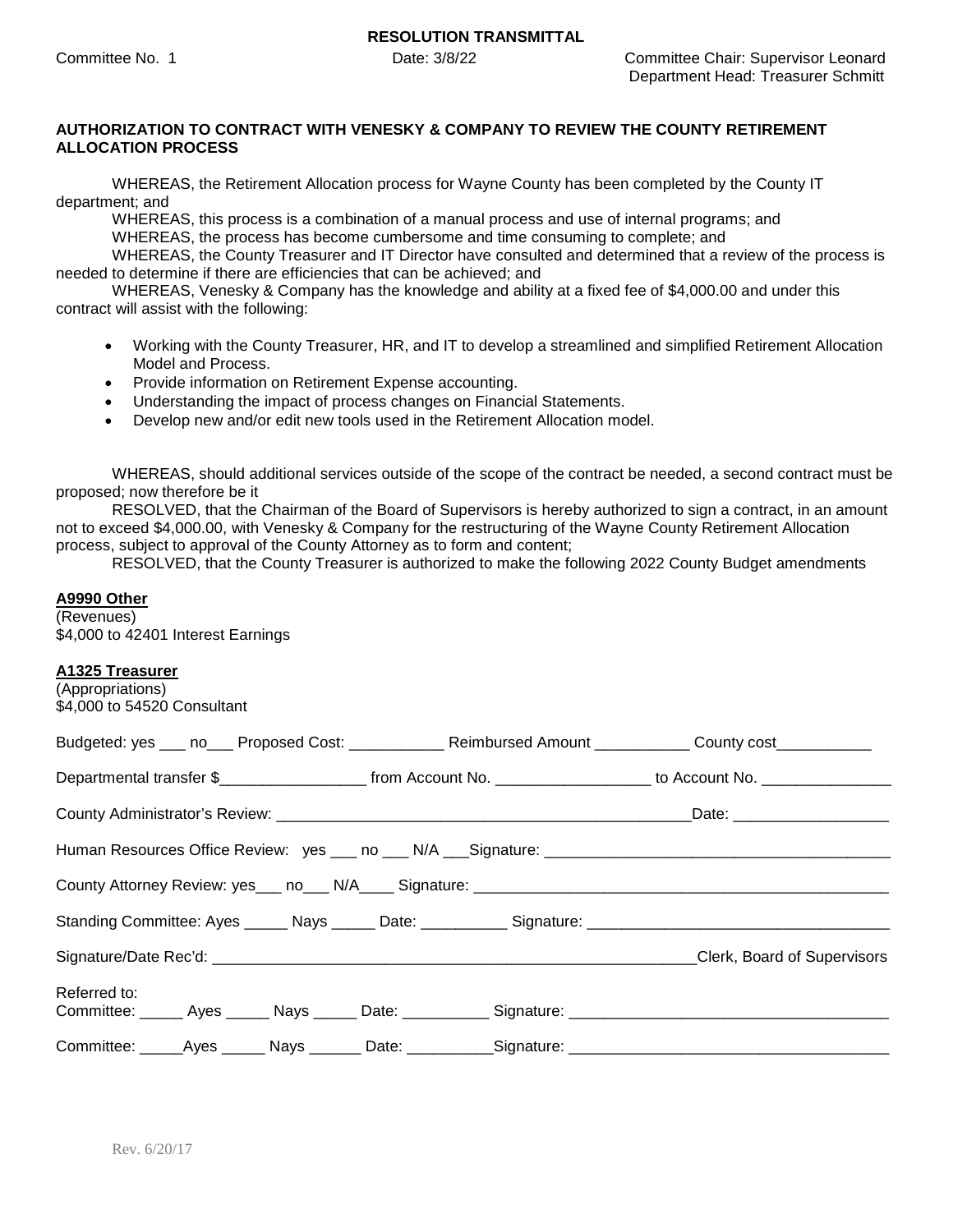**RESOLUTION TRANSMITTAL**

Committee No. 1 Date: 3/8/22 Committee Chair: Supervisor Leonard
Department Head: Treasurer Schmitt

**AUTHORIZATION TO CONTRACT WITH VENESKY & COMPANY TO REVIEW THE COUNTY RETIREMENT ALLOCATION PROCESS**

WHEREAS, the Retirement Allocation process for Wayne County has been completed by the County IT department; and

WHEREAS, this process is a combination of a manual process and use of internal programs; and

WHEREAS, the process has become cumbersome and time consuming to complete; and

WHEREAS, the County Treasurer and IT Director have consulted and determined that a review of the process is needed to determine if there are efficiencies that can be achieved; and

WHEREAS, Venesky & Company has the knowledge and ability at a fixed fee of $4,000.00 and under this contract will assist with the following:

- Working with the County Treasurer, HR, and IT to develop a streamlined and simplified Retirement Allocation Model and Process.
- Provide information on Retirement Expense accounting.
- Understanding the impact of process changes on Financial Statements.
- Develop new and/or edit new tools used in the Retirement Allocation model.

WHEREAS, should additional services outside of the scope of the contract be needed, a second contract must be proposed; now therefore be it

RESOLVED, that the Chairman of the Board of Supervisors is hereby authorized to sign a contract, in an amount not to exceed $4,000.00, with Venesky & Company for the restructuring of the Wayne County Retirement Allocation process, subject to approval of the County Attorney as to form and content;

RESOLVED, that the County Treasurer is authorized to make the following 2022 County Budget amendments

**A9990 Other**
(Revenues)
$4,000 to 42401 Interest Earnings

**A1325 Treasurer**
(Appropriations)
$4,000 to 54520 Consultant

Budgeted: yes ___ no___ Proposed Cost: ___________ Reimbursed Amount ___________ County cost___________

Departmental transfer $_________________ from Account No. _________________ to Account No. _______________

County Administrator's Review: ________________________________________________Date: __________________

Human Resources Office Review: yes ___ no ___ N/A ___Signature: ______________________________________

County Attorney Review: yes___ no___ N/A____ Signature: ______________________________________________

Standing Committee: Ayes _____ Nays _____ Date: __________ Signature: __________________________________

Signature/Date Rec'd: ________________________________________________________Clerk, Board of Supervisors

Referred to:
Committee: _____ Ayes _____ Nays _____ Date: __________ Signature: ____________________________________

Committee: _____Ayes _____ Nays ______ Date: __________Signature: ____________________________________

Rev. 6/20/17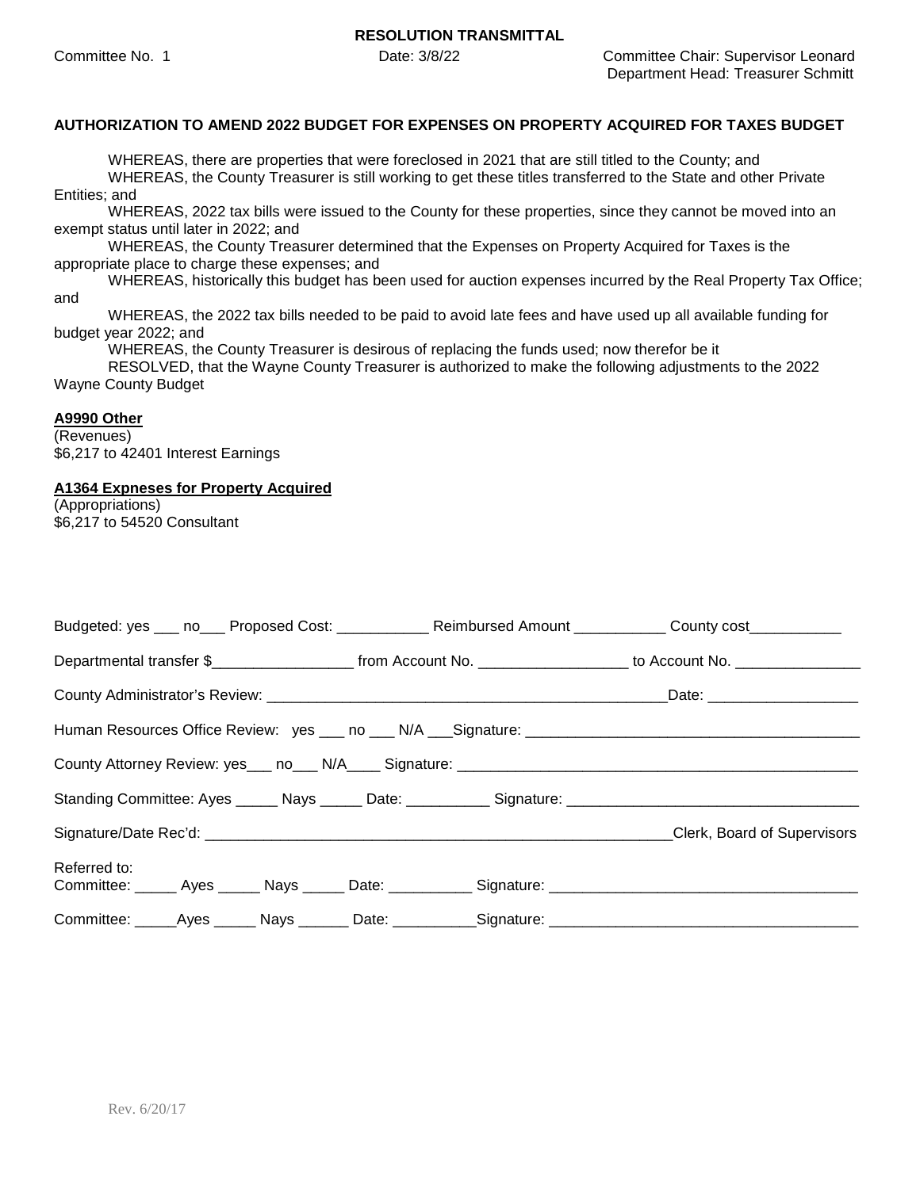**RESOLUTION TRANSMITTAL**

Committee No. 1 Date: 3/8/22 Committee Chair: Supervisor Leonard
Department Head: Treasurer Schmitt

**AUTHORIZATION TO AMEND 2022 BUDGET FOR EXPENSES ON PROPERTY ACQUIRED FOR TAXES BUDGET**

WHEREAS, there are properties that were foreclosed in 2021 that are still titled to the County; and
WHEREAS, the County Treasurer is still working to get these titles transferred to the State and other Private Entities; and
WHEREAS, 2022 tax bills were issued to the County for these properties, since they cannot be moved into an exempt status until later in 2022; and
WHEREAS, the County Treasurer determined that the Expenses on Property Acquired for Taxes is the appropriate place to charge these expenses; and
WHEREAS, historically this budget has been used for auction expenses incurred by the Real Property Tax Office; and
WHEREAS, the 2022 tax bills needed to be paid to avoid late fees and have used up all available funding for budget year 2022; and
WHEREAS, the County Treasurer is desirous of replacing the funds used; now therefor be it
RESOLVED, that the Wayne County Treasurer is authorized to make the following adjustments to the 2022 Wayne County Budget

**A9990 Other**
(Revenues)
$6,217 to 42401 Interest Earnings

**A1364 Expneses for Property Acquired**
(Appropriations)
$6,217 to 54520 Consultant

Budgeted: yes ___ no___ Proposed Cost: ___________ Reimbursed Amount ___________ County cost___________

Departmental transfer $_________________ from Account No. _________________ to Account No. _______________

County Administrator's Review: _______________________________________________Date: _________________

Human Resources Office Review: yes ___ no ___ N/A ___Signature: _______________________________________

County Attorney Review: yes___ no___ N/A____ Signature: ______________________________________________

Standing Committee: Ayes _____ Nays _____ Date: __________ Signature: __________________________________

Signature/Date Rec'd: ______________________________________________________Clerk, Board of Supervisors

Referred to:
Committee: _____ Ayes _____ Nays _____ Date: __________ Signature: ___________________________________

Committee: _____Ayes _____ Nays ______ Date: __________Signature: ___________________________________

Rev. 6/20/17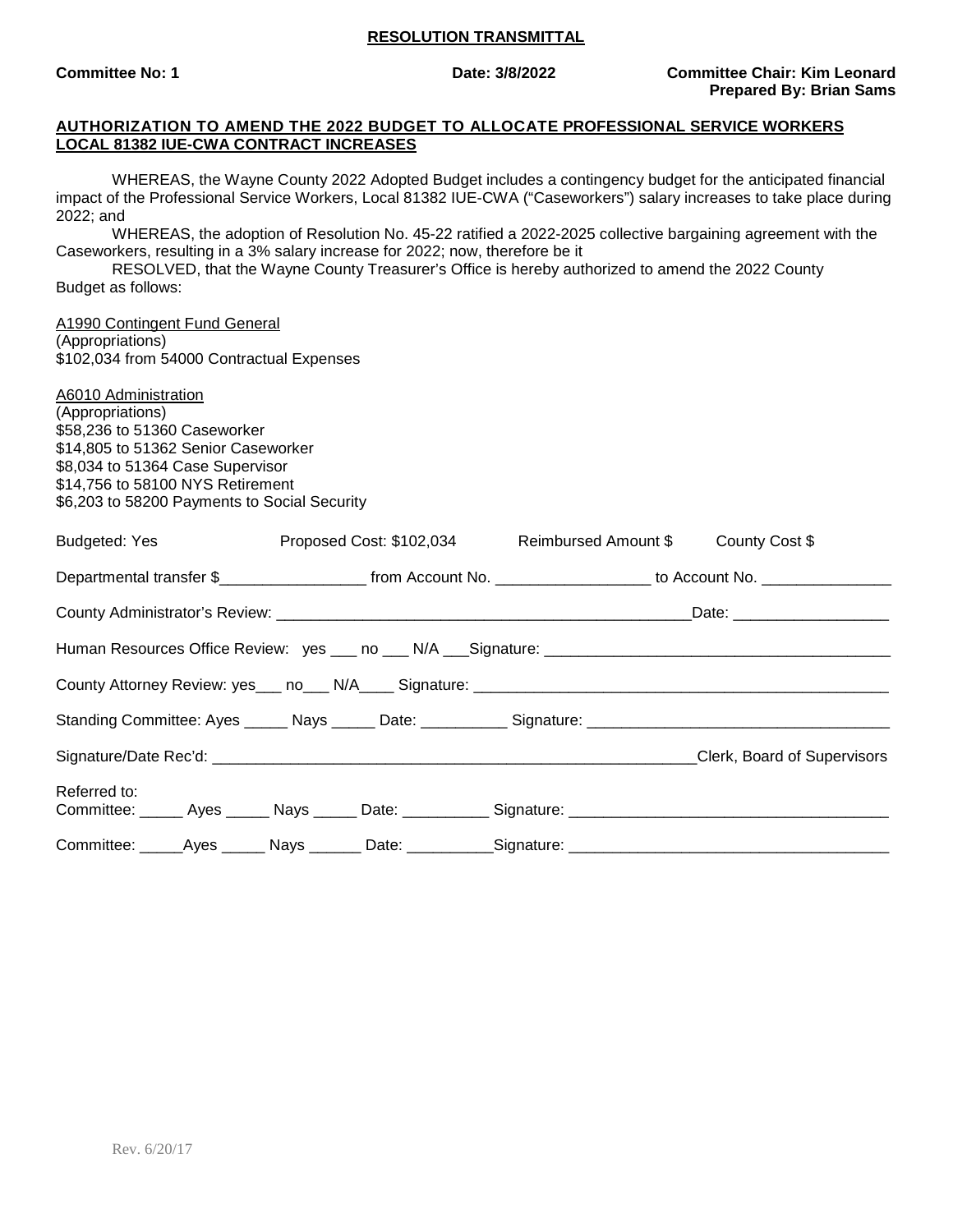**RESOLUTION TRANSMITTAL**

**Committee No: 1** **Date: 3/8/2022** **Committee Chair: Kim Leonard**
**Prepared By: Brian Sams**

**AUTHORIZATION TO AMEND THE 2022 BUDGET TO ALLOCATE PROFESSIONAL SERVICE WORKERS LOCAL 81382 IUE-CWA CONTRACT INCREASES**

WHEREAS, the Wayne County 2022 Adopted Budget includes a contingency budget for the anticipated financial impact of the Professional Service Workers, Local 81382 IUE-CWA ("Caseworkers") salary increases to take place during 2022; and

WHEREAS, the adoption of Resolution No. 45-22 ratified a 2022-2025 collective bargaining agreement with the Caseworkers, resulting in a 3% salary increase for 2022; now, therefore be it

RESOLVED, that the Wayne County Treasurer's Office is hereby authorized to amend the 2022 County Budget as follows:

A1990 Contingent Fund General
(Appropriations)
$102,034 from 54000 Contractual Expenses

A6010 Administration
(Appropriations)
$58,236 to 51360 Caseworker
$14,805 to 51362 Senior Caseworker
$8,034 to 51364 Case Supervisor
$14,756 to 58100 NYS Retirement
$6,203 to 58200 Payments to Social Security

Budgeted: Yes Proposed Cost: $102,034 Reimbursed Amount $ County Cost $

Departmental transfer $_________________ from Account No. _________________ to Account No. _______________

County Administrator's Review: _________________________________________________Date: __________________

Human Resources Office Review: yes ___ no ___ N/A ___Signature: ________________________________________

County Attorney Review: yes___ no___ N/A____ Signature: _________________________________________________

Standing Committee: Ayes _____ Nays _____ Date: __________ Signature: ___________________________________

Signature/Date Rec'd: _________________________________________________________Clerk, Board of Supervisors

Referred to:
Committee: _____ Ayes _____ Nays _____ Date: __________ Signature: ____________________________________

Committee: _____Ayes _____ Nays ______ Date: __________Signature: ____________________________________

Rev. 6/20/17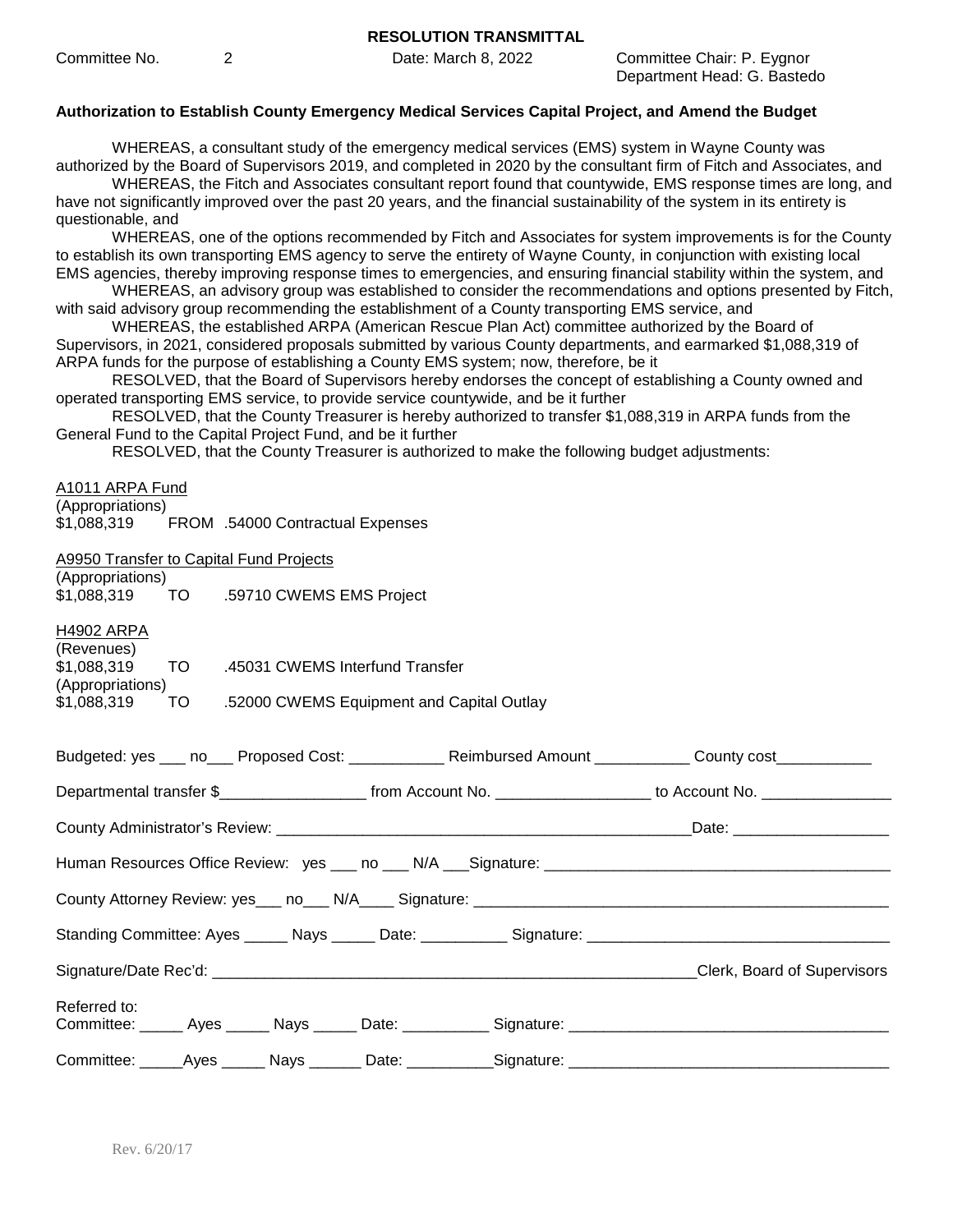**RESOLUTION TRANSMITTAL**

Committee No. 2 Date: March 8, 2022 Committee Chair: P. Eygnor
Department Head: G. Bastedo

**Authorization to Establish County Emergency Medical Services Capital Project, and Amend the Budget**

WHEREAS, a consultant study of the emergency medical services (EMS) system in Wayne County was authorized by the Board of Supervisors 2019, and completed in 2020 by the consultant firm of Fitch and Associates, and

WHEREAS, the Fitch and Associates consultant report found that countywide, EMS response times are long, and have not significantly improved over the past 20 years, and the financial sustainability of the system in its entirety is questionable, and

WHEREAS, one of the options recommended by Fitch and Associates for system improvements is for the County to establish its own transporting EMS agency to serve the entirety of Wayne County, in conjunction with existing local EMS agencies, thereby improving response times to emergencies, and ensuring financial stability within the system, and

WHEREAS, an advisory group was established to consider the recommendations and options presented by Fitch, with said advisory group recommending the establishment of a County transporting EMS service, and

WHEREAS, the established ARPA (American Rescue Plan Act) committee authorized by the Board of Supervisors, in 2021, considered proposals submitted by various County departments, and earmarked $1,088,319 of ARPA funds for the purpose of establishing a County EMS system; now, therefore, be it

RESOLVED, that the Board of Supervisors hereby endorses the concept of establishing a County owned and operated transporting EMS service, to provide service countywide, and be it further

RESOLVED, that the County Treasurer is hereby authorized to transfer $1,088,319 in ARPA funds from the General Fund to the Capital Project Fund, and be it further

RESOLVED, that the County Treasurer is authorized to make the following budget adjustments:

A1011 ARPA Fund
(Appropriations)
$1,088,319 FROM .54000 Contractual Expenses

A9950 Transfer to Capital Fund Projects
(Appropriations)
$1,088,319 TO .59710 CWEMS EMS Project

H4902 ARPA
(Revenues)
$1,088,319 TO .45031 CWEMS Interfund Transfer
(Appropriations)
$1,088,319 TO .52000 CWEMS Equipment and Capital Outlay

Budgeted: yes ___ no___ Proposed Cost: ___________ Reimbursed Amount ___________ County cost___________

Departmental transfer $_________________ from Account No. _________________ to Account No. _______________

County Administrator's Review: ________________________________________________Date: __________________

Human Resources Office Review: yes ___ no ___ N/A ___Signature: ________________________________________

County Attorney Review: yes___ no___ N/A____ Signature: _________________________________________________

Standing Committee: Ayes _____ Nays _____ Date: __________ Signature: ___________________________________

Signature/Date Rec'd: ________________________________________________________Clerk, Board of Supervisors

Referred to:
Committee: _____ Ayes _____ Nays _____ Date: __________ Signature: ____________________________________

Committee: _____Ayes _____ Nays ______ Date: __________Signature: ____________________________________

Rev. 6/20/17